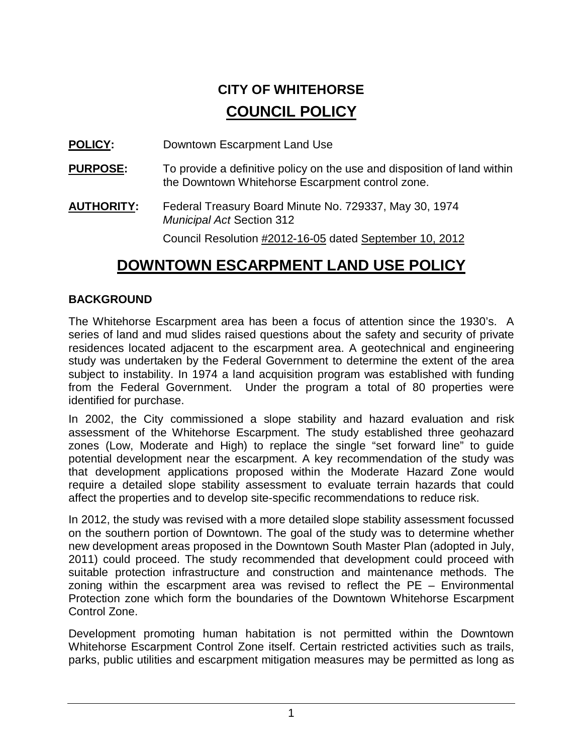# CITY OF WHITEHORSE
## COUNCIL POLICY

**POLICY:** Downtown Escarpment Land Use

**PURPOSE:** To provide a definitive policy on the use and disposition of land within the Downtown Whitehorse Escarpment control zone.

**AUTHORITY:** Federal Treasury Board Minute No. 729337, May 30, 1974
*Municipal Act* Section 312

Council Resolution #2012-16-05 dated September 10, 2012

# DOWNTOWN ESCARPMENT LAND USE POLICY

### BACKGROUND

The Whitehorse Escarpment area has been a focus of attention since the 1930's. A series of land and mud slides raised questions about the safety and security of private residences located adjacent to the escarpment area. A geotechnical and engineering study was undertaken by the Federal Government to determine the extent of the area subject to instability. In 1974 a land acquisition program was established with funding from the Federal Government. Under the program a total of 80 properties were identified for purchase.

In 2002, the City commissioned a slope stability and hazard evaluation and risk assessment of the Whitehorse Escarpment. The study established three geohazard zones (Low, Moderate and High) to replace the single "set forward line" to guide potential development near the escarpment. A key recommendation of the study was that development applications proposed within the Moderate Hazard Zone would require a detailed slope stability assessment to evaluate terrain hazards that could affect the properties and to develop site-specific recommendations to reduce risk.

In 2012, the study was revised with a more detailed slope stability assessment focussed on the southern portion of Downtown. The goal of the study was to determine whether new development areas proposed in the Downtown South Master Plan (adopted in July, 2011) could proceed. The study recommended that development could proceed with suitable protection infrastructure and construction and maintenance methods. The zoning within the escarpment area was revised to reflect the PE – Environmental Protection zone which form the boundaries of the Downtown Whitehorse Escarpment Control Zone.

Development promoting human habitation is not permitted within the Downtown Whitehorse Escarpment Control Zone itself. Certain restricted activities such as trails, parks, public utilities and escarpment mitigation measures may be permitted as long as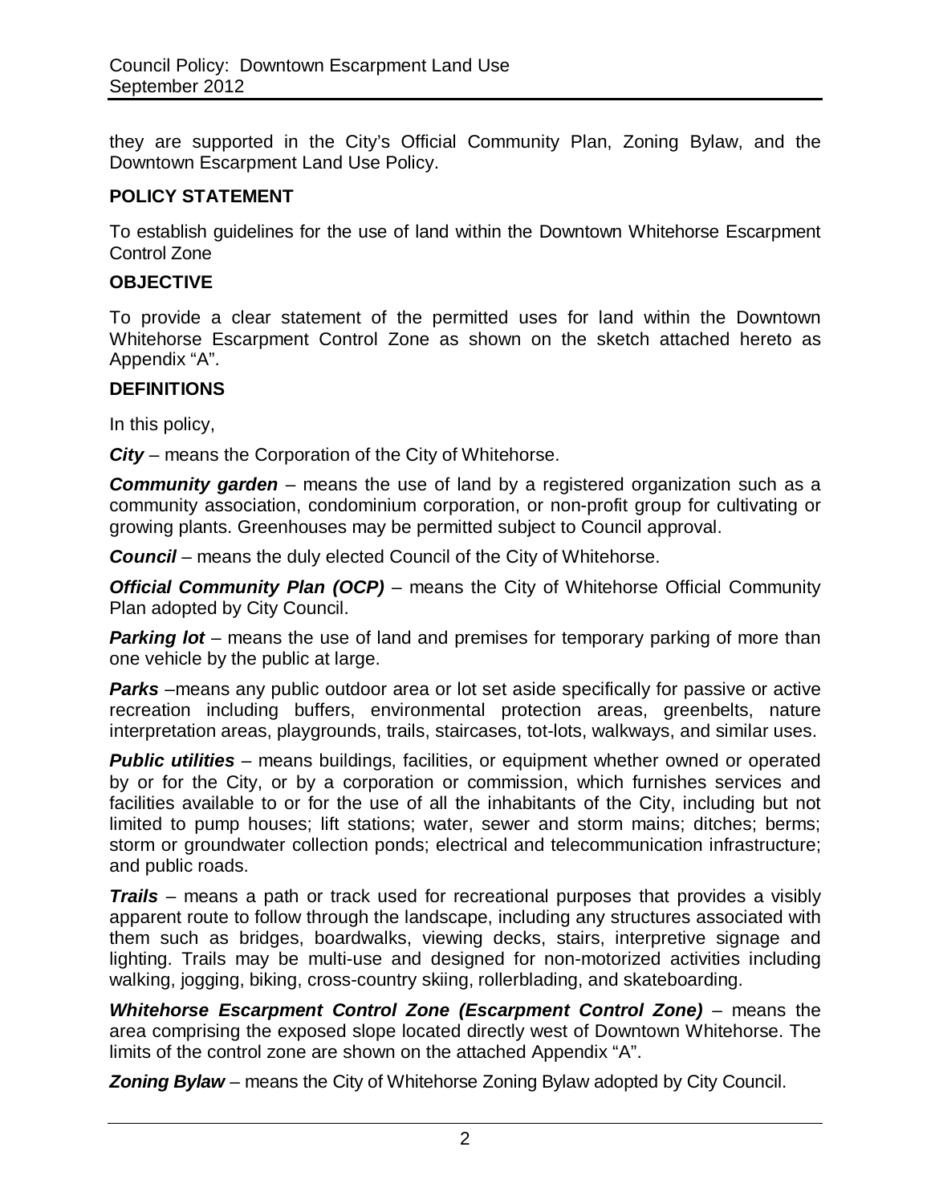they are supported in the City's Official Community Plan, Zoning Bylaw, and the Downtown Escarpment Land Use Policy.

## POLICY STATEMENT

To establish guidelines for the use of land within the Downtown Whitehorse Escarpment Control Zone

## OBJECTIVE

To provide a clear statement of the permitted uses for land within the Downtown Whitehorse Escarpment Control Zone as shown on the sketch attached hereto as Appendix "A".

## DEFINITIONS

In this policy,

***City*** – means the Corporation of the City of Whitehorse.

***Community garden*** – means the use of land by a registered organization such as a community association, condominium corporation, or non-profit group for cultivating or growing plants. Greenhouses may be permitted subject to Council approval.

***Council*** – means the duly elected Council of the City of Whitehorse.

***Official Community Plan (OCP)*** – means the City of Whitehorse Official Community Plan adopted by City Council.

***Parking lot*** – means the use of land and premises for temporary parking of more than one vehicle by the public at large.

***Parks*** –means any public outdoor area or lot set aside specifically for passive or active recreation including buffers, environmental protection areas, greenbelts, nature interpretation areas, playgrounds, trails, staircases, tot-lots, walkways, and similar uses.

***Public utilities*** – means buildings, facilities, or equipment whether owned or operated by or for the City, or by a corporation or commission, which furnishes services and facilities available to or for the use of all the inhabitants of the City, including but not limited to pump houses; lift stations; water, sewer and storm mains; ditches; berms; storm or groundwater collection ponds; electrical and telecommunication infrastructure; and public roads.

***Trails*** – means a path or track used for recreational purposes that provides a visibly apparent route to follow through the landscape, including any structures associated with them such as bridges, boardwalks, viewing decks, stairs, interpretive signage and lighting. Trails may be multi-use and designed for non-motorized activities including walking, jogging, biking, cross-country skiing, rollerblading, and skateboarding.

***Whitehorse Escarpment Control Zone (Escarpment Control Zone)*** – means the area comprising the exposed slope located directly west of Downtown Whitehorse. The limits of the control zone are shown on the attached Appendix "A".

***Zoning Bylaw*** – means the City of Whitehorse Zoning Bylaw adopted by City Council.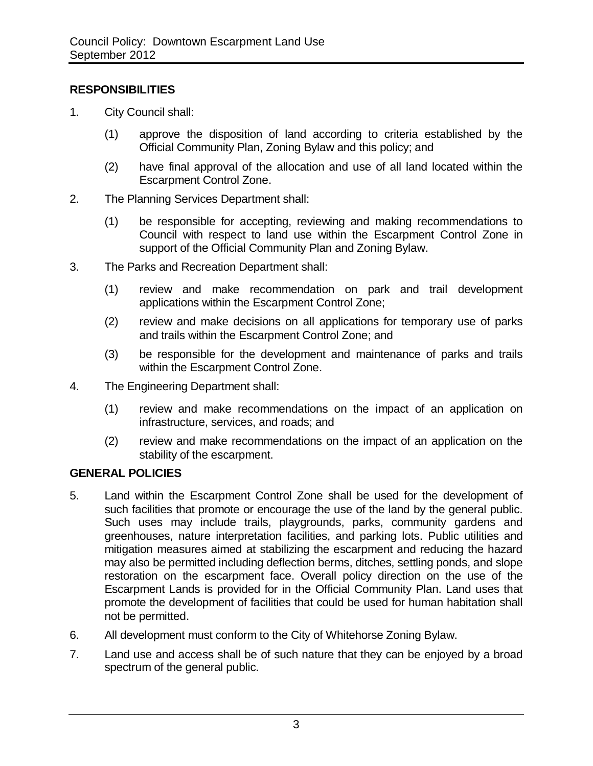## RESPONSIBILITIES

1. City Council shall:

   (1) approve the disposition of land according to criteria established by the Official Community Plan, Zoning Bylaw and this policy; and

   (2) have final approval of the allocation and use of all land located within the Escarpment Control Zone.

2. The Planning Services Department shall:

   (1) be responsible for accepting, reviewing and making recommendations to Council with respect to land use within the Escarpment Control Zone in support of the Official Community Plan and Zoning Bylaw.

3. The Parks and Recreation Department shall:

   (1) review and make recommendation on park and trail development applications within the Escarpment Control Zone;

   (2) review and make decisions on all applications for temporary use of parks and trails within the Escarpment Control Zone; and

   (3) be responsible for the development and maintenance of parks and trails within the Escarpment Control Zone.

4. The Engineering Department shall:

   (1) review and make recommendations on the impact of an application on infrastructure, services, and roads; and

   (2) review and make recommendations on the impact of an application on the stability of the escarpment.

## GENERAL POLICIES

5. Land within the Escarpment Control Zone shall be used for the development of such facilities that promote or encourage the use of the land by the general public. Such uses may include trails, playgrounds, parks, community gardens and greenhouses, nature interpretation facilities, and parking lots. Public utilities and mitigation measures aimed at stabilizing the escarpment and reducing the hazard may also be permitted including deflection berms, ditches, settling ponds, and slope restoration on the escarpment face. Overall policy direction on the use of the Escarpment Lands is provided for in the Official Community Plan. Land uses that promote the development of facilities that could be used for human habitation shall not be permitted.

6. All development must conform to the City of Whitehorse Zoning Bylaw.

7. Land use and access shall be of such nature that they can be enjoyed by a broad spectrum of the general public.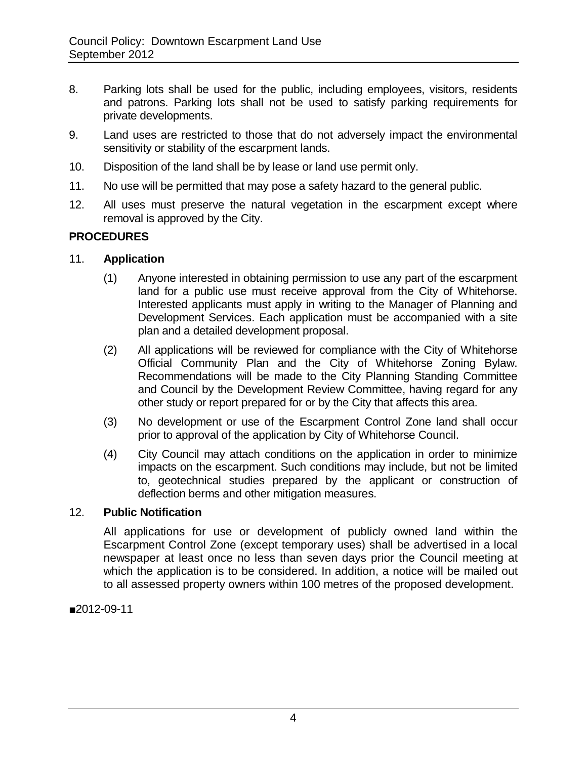8. Parking lots shall be used for the public, including employees, visitors, residents and patrons. Parking lots shall not be used to satisfy parking requirements for private developments.

9. Land uses are restricted to those that do not adversely impact the environmental sensitivity or stability of the escarpment lands.

10. Disposition of the land shall be by lease or land use permit only.

11. No use will be permitted that may pose a safety hazard to the general public.

12. All uses must preserve the natural vegetation in the escarpment except where removal is approved by the City.

**PROCEDURES**

11. **Application**

    (1) Anyone interested in obtaining permission to use any part of the escarpment land for a public use must receive approval from the City of Whitehorse. Interested applicants must apply in writing to the Manager of Planning and Development Services. Each application must be accompanied with a site plan and a detailed development proposal.

    (2) All applications will be reviewed for compliance with the City of Whitehorse Official Community Plan and the City of Whitehorse Zoning Bylaw. Recommendations will be made to the City Planning Standing Committee and Council by the Development Review Committee, having regard for any other study or report prepared for or by the City that affects this area.

    (3) No development or use of the Escarpment Control Zone land shall occur prior to approval of the application by City of Whitehorse Council.

    (4) City Council may attach conditions on the application in order to minimize impacts on the escarpment. Such conditions may include, but not be limited to, geotechnical studies prepared by the applicant or construction of deflection berms and other mitigation measures.

12. **Public Notification**

    All applications for use or development of publicly owned land within the Escarpment Control Zone (except temporary uses) shall be advertised in a local newspaper at least once no less than seven days prior the Council meeting at which the application is to be considered. In addition, a notice will be mailed out to all assessed property owners within 100 metres of the proposed development.

■2012-09-11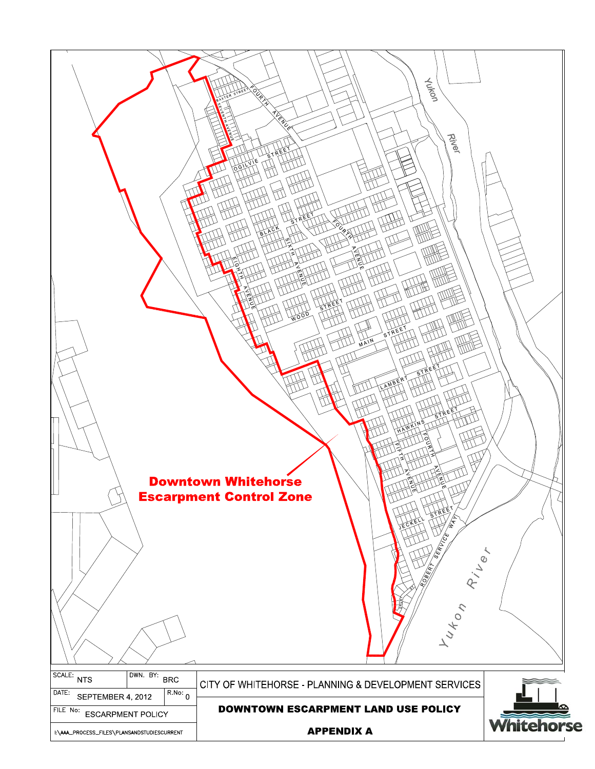Yukon River

BAXTER STREET

SEVENTH AVENUE

FOURTH AVENUE

OGILVIE STREET

BLACK STREET

SIXTH AVENUE

FOURTH AVENUE

EIGHTH AVENUE

WOOD STREET

MAIN STREET

LAMBERT STREET

HAWKINS STREET

FIFTH AVENUE

FOURTH AVENUE

JECKELL STREET

ROBERT SERVICE WAY

Yukon River

**Downtown Whitehorse Escarpment Control Zone**

| | | | |
|---|---|---|---|
| SCALE: NTS | DWN. BY: BRC | CITY OF WHITEHORSE - PLANNING & DEVELOPMENT SERVICES | Whitehorse |
| DATE: SEPTEMBER 4, 2012 | R.No: 0 | **DOWNTOWN ESCARPMENT LAND USE POLICY** | |
| FILE No: ESCARPMENT POLICY | | | |
| I:\AAA_PROCESS_FILES\PLANSANDSTUDIESCURRENT | | **APPENDIX A** | |